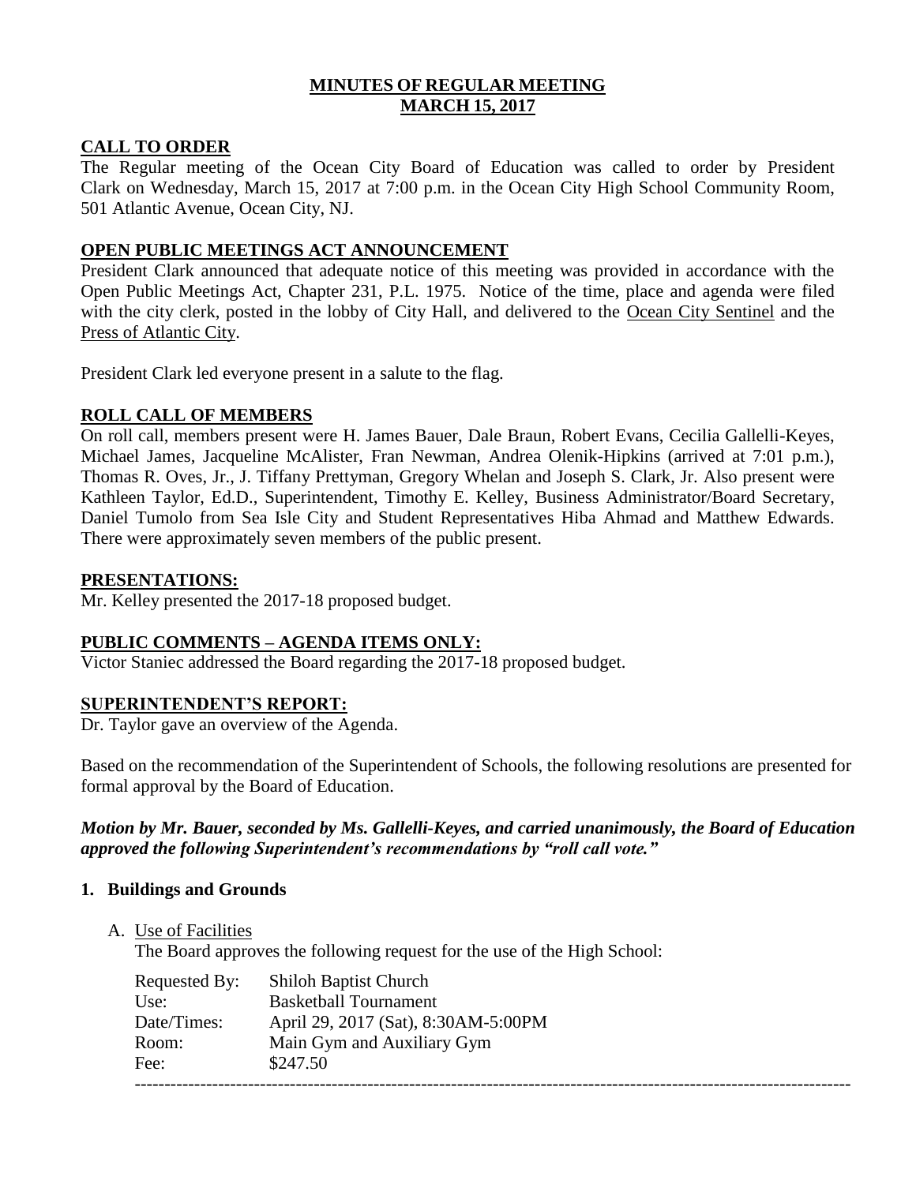# MINUTES OF REGULAR MEETING
# MARCH 15, 2017

## CALL TO ORDER

The Regular meeting of the Ocean City Board of Education was called to order by President Clark on Wednesday, March 15, 2017 at 7:00 p.m. in the Ocean City High School Community Room, 501 Atlantic Avenue, Ocean City, NJ.

## OPEN PUBLIC MEETINGS ACT ANNOUNCEMENT

President Clark announced that adequate notice of this meeting was provided in accordance with the Open Public Meetings Act, Chapter 231, P.L. 1975. Notice of the time, place and agenda were filed with the city clerk, posted in the lobby of City Hall, and delivered to the Ocean City Sentinel and the Press of Atlantic City.

President Clark led everyone present in a salute to the flag.

## ROLL CALL OF MEMBERS

On roll call, members present were H. James Bauer, Dale Braun, Robert Evans, Cecilia Gallelli-Keyes, Michael James, Jacqueline McAlister, Fran Newman, Andrea Olenik-Hipkins (arrived at 7:01 p.m.), Thomas R. Oves, Jr., J. Tiffany Prettyman, Gregory Whelan and Joseph S. Clark, Jr. Also present were Kathleen Taylor, Ed.D., Superintendent, Timothy E. Kelley, Business Administrator/Board Secretary, Daniel Tumolo from Sea Isle City and Student Representatives Hiba Ahmad and Matthew Edwards. There were approximately seven members of the public present.

## PRESENTATIONS:

Mr. Kelley presented the 2017-18 proposed budget.

## PUBLIC COMMENTS – AGENDA ITEMS ONLY:

Victor Staniec addressed the Board regarding the 2017-18 proposed budget.

## SUPERINTENDENT'S REPORT:

Dr. Taylor gave an overview of the Agenda.

Based on the recommendation of the Superintendent of Schools, the following resolutions are presented for formal approval by the Board of Education.

***Motion by Mr. Bauer, seconded by Ms. Gallelli-Keyes, and carried unanimously, the Board of Education approved the following Superintendent's recommendations by "roll call vote."***

### 1. Buildings and Grounds

A. Use of Facilities

The Board approves the following request for the use of the High School:

| | |
|---|---|
| Requested By: | Shiloh Baptist Church |
| Use: | Basketball Tournament |
| Date/Times: | April 29, 2017 (Sat), 8:30AM-5:00PM |
| Room: | Main Gym and Auxiliary Gym |
| Fee: | $247.50 |

---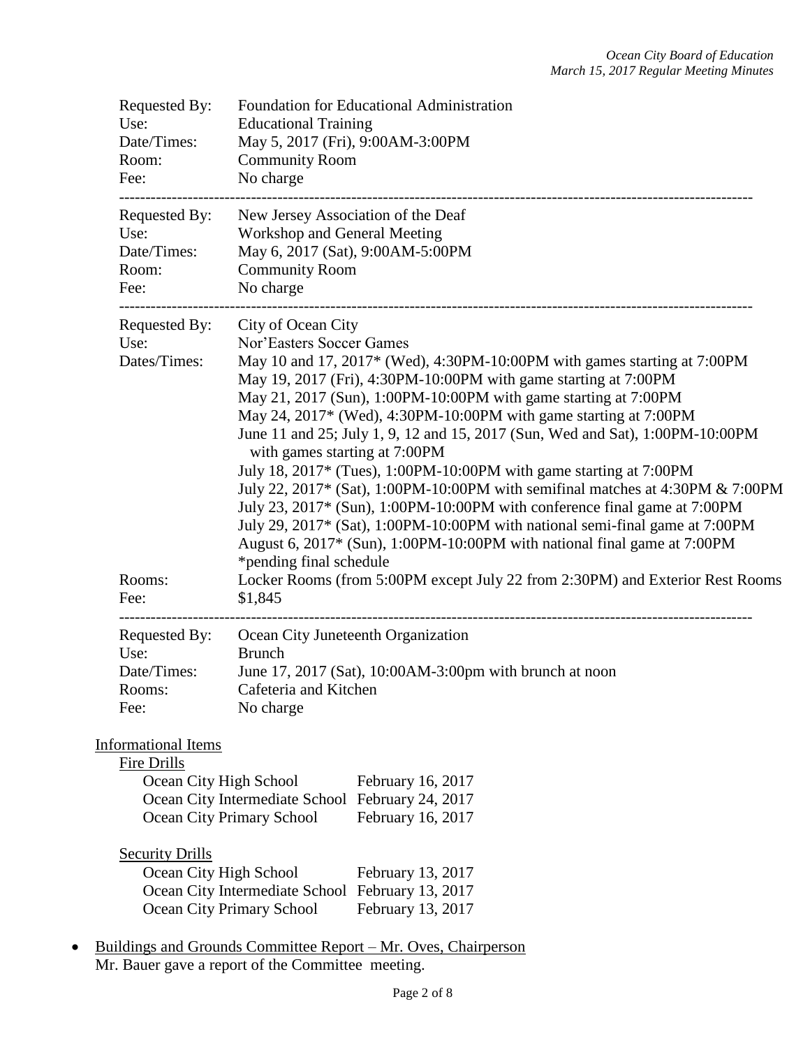Requested By: Foundation for Educational Administration
Use: Educational Training
Date/Times: May 5, 2017 (Fri), 9:00AM-3:00PM
Room: Community Room
Fee: No charge

---

Requested By: New Jersey Association of the Deaf
Use: Workshop and General Meeting
Date/Times: May 6, 2017 (Sat), 9:00AM-5:00PM
Room: Community Room
Fee: No charge

---

Requested By: City of Ocean City
Use: Nor'Easters Soccer Games
Dates/Times: May 10 and 17, 2017* (Wed), 4:30PM-10:00PM with games starting at 7:00PM
May 19, 2017 (Fri), 4:30PM-10:00PM with game starting at 7:00PM
May 21, 2017 (Sun), 1:00PM-10:00PM with game starting at 7:00PM
May 24, 2017* (Wed), 4:30PM-10:00PM with game starting at 7:00PM
June 11 and 25; July 1, 9, 12 and 15, 2017 (Sun, Wed and Sat), 1:00PM-10:00PM with games starting at 7:00PM
July 18, 2017* (Tues), 1:00PM-10:00PM with game starting at 7:00PM
July 22, 2017* (Sat), 1:00PM-10:00PM with semifinal matches at 4:30PM & 7:00PM
July 23, 2017* (Sun), 1:00PM-10:00PM with conference final game at 7:00PM
July 29, 2017* (Sat), 1:00PM-10:00PM with national semi-final game at 7:00PM
August 6, 2017* (Sun), 1:00PM-10:00PM with national final game at 7:00PM
*pending final schedule
Rooms: Locker Rooms (from 5:00PM except July 22 from 2:30PM) and Exterior Rest Rooms
Fee: $1,845

---

Requested By: Ocean City Juneteenth Organization
Use: Brunch
Date/Times: June 17, 2017 (Sat), 10:00AM-3:00pm with brunch at noon
Rooms: Cafeteria and Kitchen
Fee: No charge

Informational Items

Fire Drills

| | |
|---|---|
| Ocean City High School | February 16, 2017 |
| Ocean City Intermediate School | February 24, 2017 |
| Ocean City Primary School | February 16, 2017 |

Security Drills

| | |
|---|---|
| Ocean City High School | February 13, 2017 |
| Ocean City Intermediate School | February 13, 2017 |
| Ocean City Primary School | February 13, 2017 |

- Buildings and Grounds Committee Report – Mr. Oves, Chairperson
  Mr. Bauer gave a report of the Committee meeting.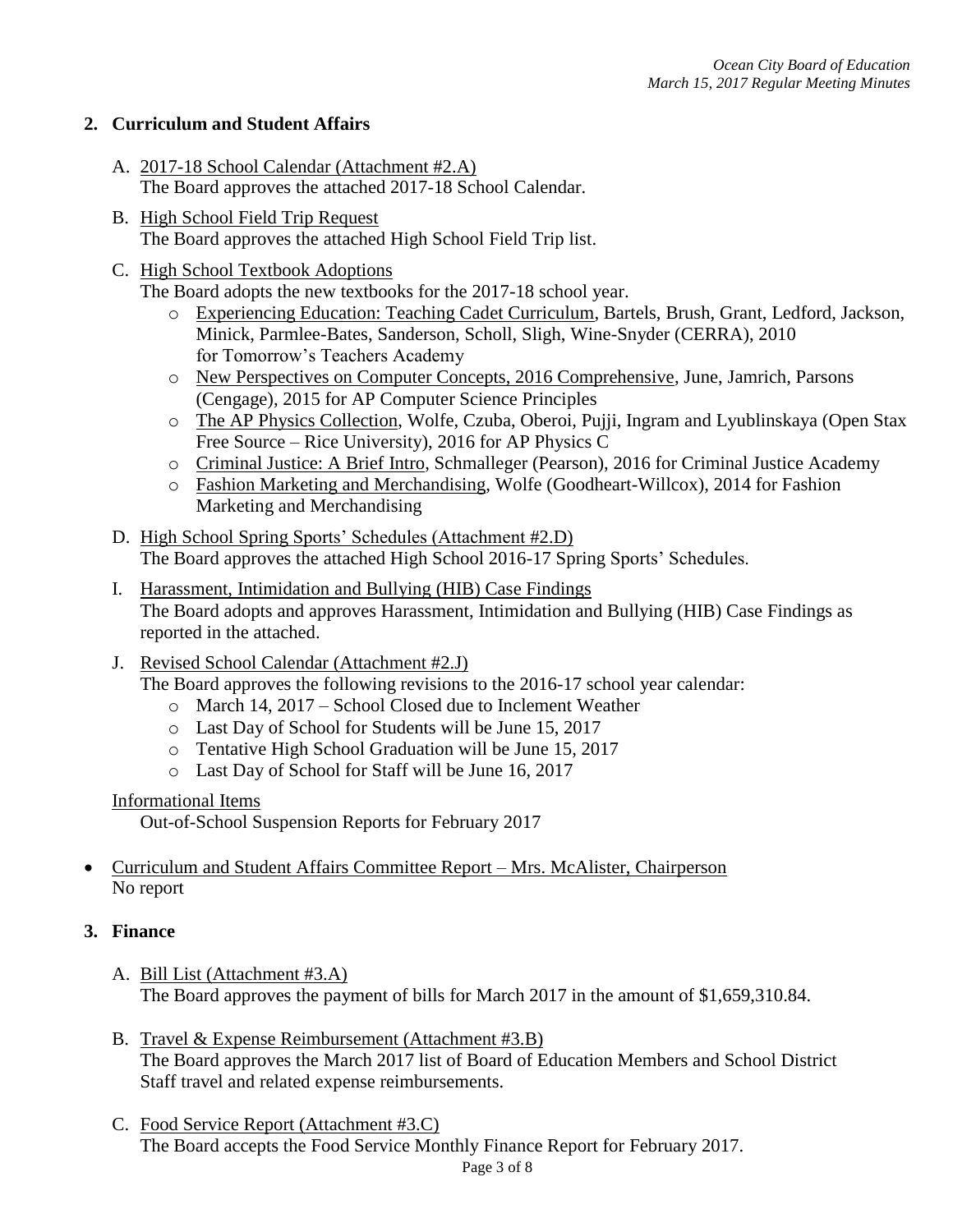## 2. Curriculum and Student Affairs

A. 2017-18 School Calendar (Attachment #2.A)
The Board approves the attached 2017-18 School Calendar.

B. High School Field Trip Request
The Board approves the attached High School Field Trip list.

C. High School Textbook Adoptions
The Board adopts the new textbooks for the 2017-18 school year.
- Experiencing Education: Teaching Cadet Curriculum, Bartels, Brush, Grant, Ledford, Jackson, Minick, Parmlee-Bates, Sanderson, Scholl, Sligh, Wine-Snyder (CERRA), 2010 for Tomorrow's Teachers Academy
- New Perspectives on Computer Concepts, 2016 Comprehensive, June, Jamrich, Parsons (Cengage), 2015 for AP Computer Science Principles
- The AP Physics Collection, Wolfe, Czuba, Oberoi, Pujji, Ingram and Lyublinskaya (Open Stax Free Source – Rice University), 2016 for AP Physics C
- Criminal Justice: A Brief Intro, Schmalleger (Pearson), 2016 for Criminal Justice Academy
- Fashion Marketing and Merchandising, Wolfe (Goodheart-Willcox), 2014 for Fashion Marketing and Merchandising

D. High School Spring Sports' Schedules (Attachment #2.D)
The Board approves the attached High School 2016-17 Spring Sports' Schedules.

I. Harassment, Intimidation and Bullying (HIB) Case Findings
The Board adopts and approves Harassment, Intimidation and Bullying (HIB) Case Findings as reported in the attached.

J. Revised School Calendar (Attachment #2.J)
The Board approves the following revisions to the 2016-17 school year calendar:
- March 14, 2017 – School Closed due to Inclement Weather
- Last Day of School for Students will be June 15, 2017
- Tentative High School Graduation will be June 15, 2017
- Last Day of School for Staff will be June 16, 2017

Informational Items
Out-of-School Suspension Reports for February 2017

- Curriculum and Student Affairs Committee Report – Mrs. McAlister, Chairperson
No report

## 3. Finance

A. Bill List (Attachment #3.A)
The Board approves the payment of bills for March 2017 in the amount of $1,659,310.84.

B. Travel & Expense Reimbursement (Attachment #3.B)
The Board approves the March 2017 list of Board of Education Members and School District Staff travel and related expense reimbursements.

C. Food Service Report (Attachment #3.C)
The Board accepts the Food Service Monthly Finance Report for February 2017.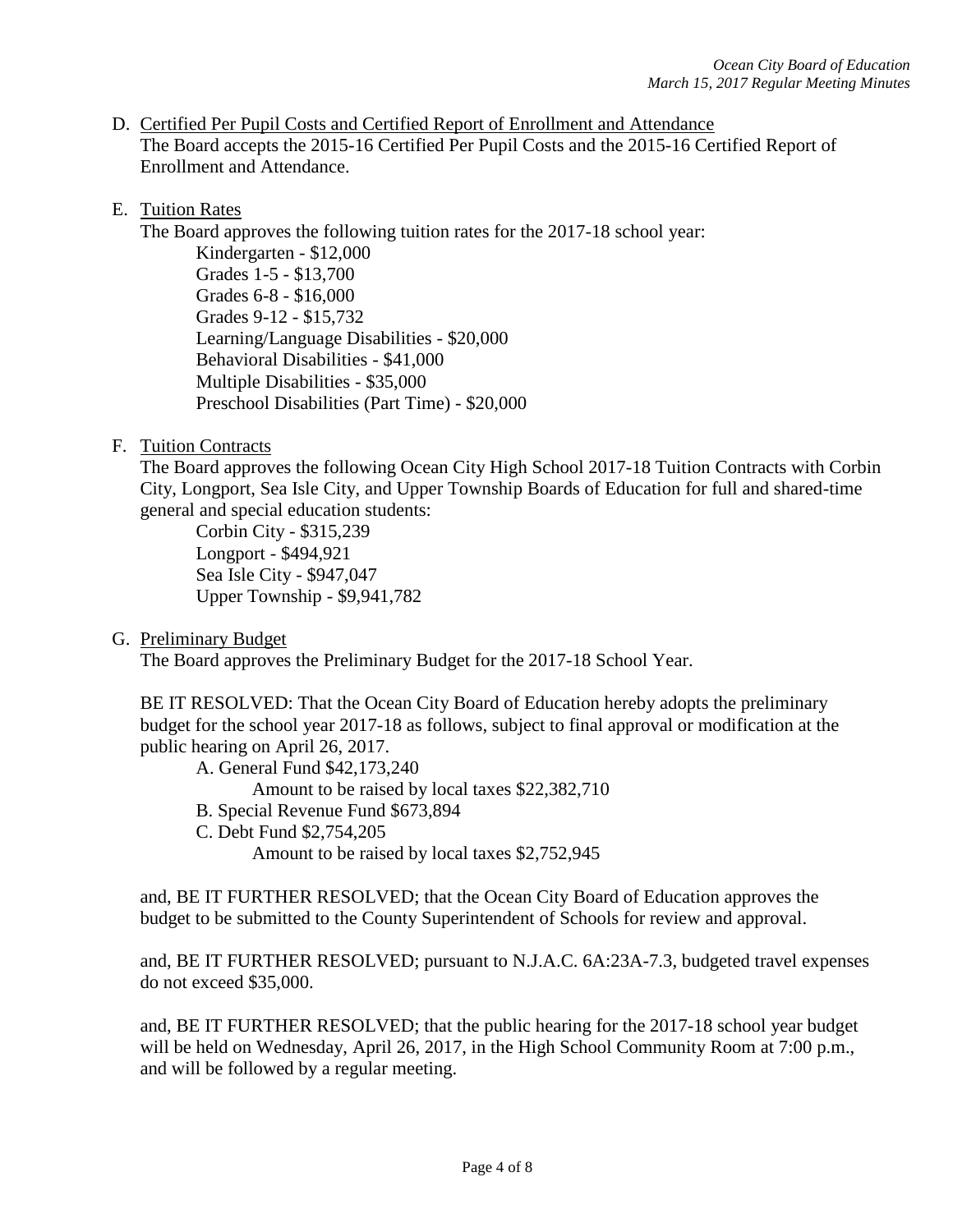D. Certified Per Pupil Costs and Certified Report of Enrollment and Attendance

The Board accepts the 2015-16 Certified Per Pupil Costs and the 2015-16 Certified Report of Enrollment and Attendance.

E. Tuition Rates

The Board approves the following tuition rates for the 2017-18 school year:

- Kindergarten - $12,000
- Grades 1-5 - $13,700
- Grades 6-8 - $16,000
- Grades 9-12 - $15,732
- Learning/Language Disabilities - $20,000
- Behavioral Disabilities - $41,000
- Multiple Disabilities - $35,000
- Preschool Disabilities (Part Time) - $20,000

F. Tuition Contracts

The Board approves the following Ocean City High School 2017-18 Tuition Contracts with Corbin City, Longport, Sea Isle City, and Upper Township Boards of Education for full and shared-time general and special education students:

- Corbin City - $315,239
- Longport - $494,921
- Sea Isle City - $947,047
- Upper Township - $9,941,782

G. Preliminary Budget

The Board approves the Preliminary Budget for the 2017-18 School Year.

BE IT RESOLVED: That the Ocean City Board of Education hereby adopts the preliminary budget for the school year 2017-18 as follows, subject to final approval or modification at the public hearing on April 26, 2017.

A. General Fund $42,173,240
   Amount to be raised by local taxes $22,382,710
B. Special Revenue Fund $673,894
C. Debt Fund $2,754,205
   Amount to be raised by local taxes $2,752,945

and, BE IT FURTHER RESOLVED; that the Ocean City Board of Education approves the budget to be submitted to the County Superintendent of Schools for review and approval.

and, BE IT FURTHER RESOLVED; pursuant to N.J.A.C. 6A:23A-7.3, budgeted travel expenses do not exceed $35,000.

and, BE IT FURTHER RESOLVED; that the public hearing for the 2017-18 school year budget will be held on Wednesday, April 26, 2017, in the High School Community Room at 7:00 p.m., and will be followed by a regular meeting.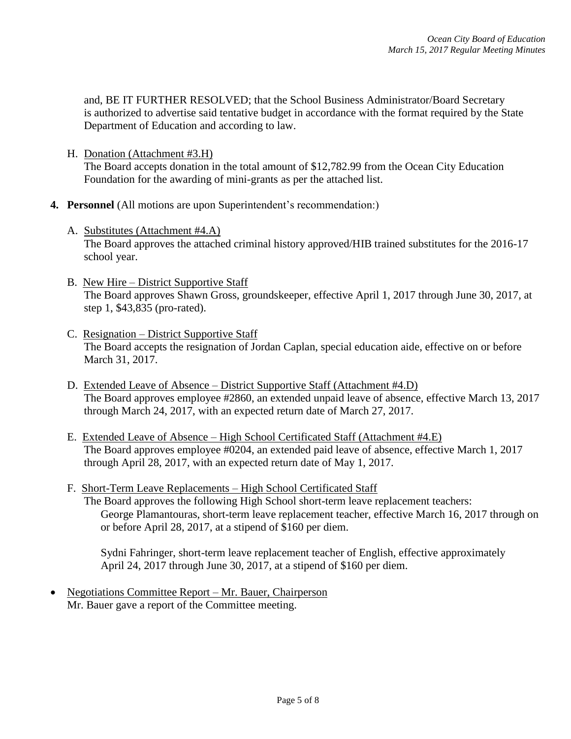and, BE IT FURTHER RESOLVED; that the School Business Administrator/Board Secretary is authorized to advertise said tentative budget in accordance with the format required by the State Department of Education and according to law.

H. Donation (Attachment #3.H)
The Board accepts donation in the total amount of $12,782.99 from the Ocean City Education Foundation for the awarding of mini-grants as per the attached list.

**4. Personnel** (All motions are upon Superintendent's recommendation:)

A. Substitutes (Attachment #4.A)
The Board approves the attached criminal history approved/HIB trained substitutes for the 2016-17 school year.

B. New Hire – District Supportive Staff
The Board approves Shawn Gross, groundskeeper, effective April 1, 2017 through June 30, 2017, at step 1, $43,835 (pro-rated).

C. Resignation – District Supportive Staff
The Board accepts the resignation of Jordan Caplan, special education aide, effective on or before March 31, 2017.

D. Extended Leave of Absence – District Supportive Staff (Attachment #4.D)
The Board approves employee #2860, an extended unpaid leave of absence, effective March 13, 2017 through March 24, 2017, with an expected return date of March 27, 2017.

E. Extended Leave of Absence – High School Certificated Staff (Attachment #4.E)
The Board approves employee #0204, an extended paid leave of absence, effective March 1, 2017 through April 28, 2017, with an expected return date of May 1, 2017.

F. Short-Term Leave Replacements – High School Certificated Staff
The Board approves the following High School short-term leave replacement teachers:

George Plamantouras, short-term leave replacement teacher, effective March 16, 2017 through on or before April 28, 2017, at a stipend of $160 per diem.

Sydni Fahringer, short-term leave replacement teacher of English, effective approximately April 24, 2017 through June 30, 2017, at a stipend of $160 per diem.

- Negotiations Committee Report – Mr. Bauer, Chairperson
Mr. Bauer gave a report of the Committee meeting.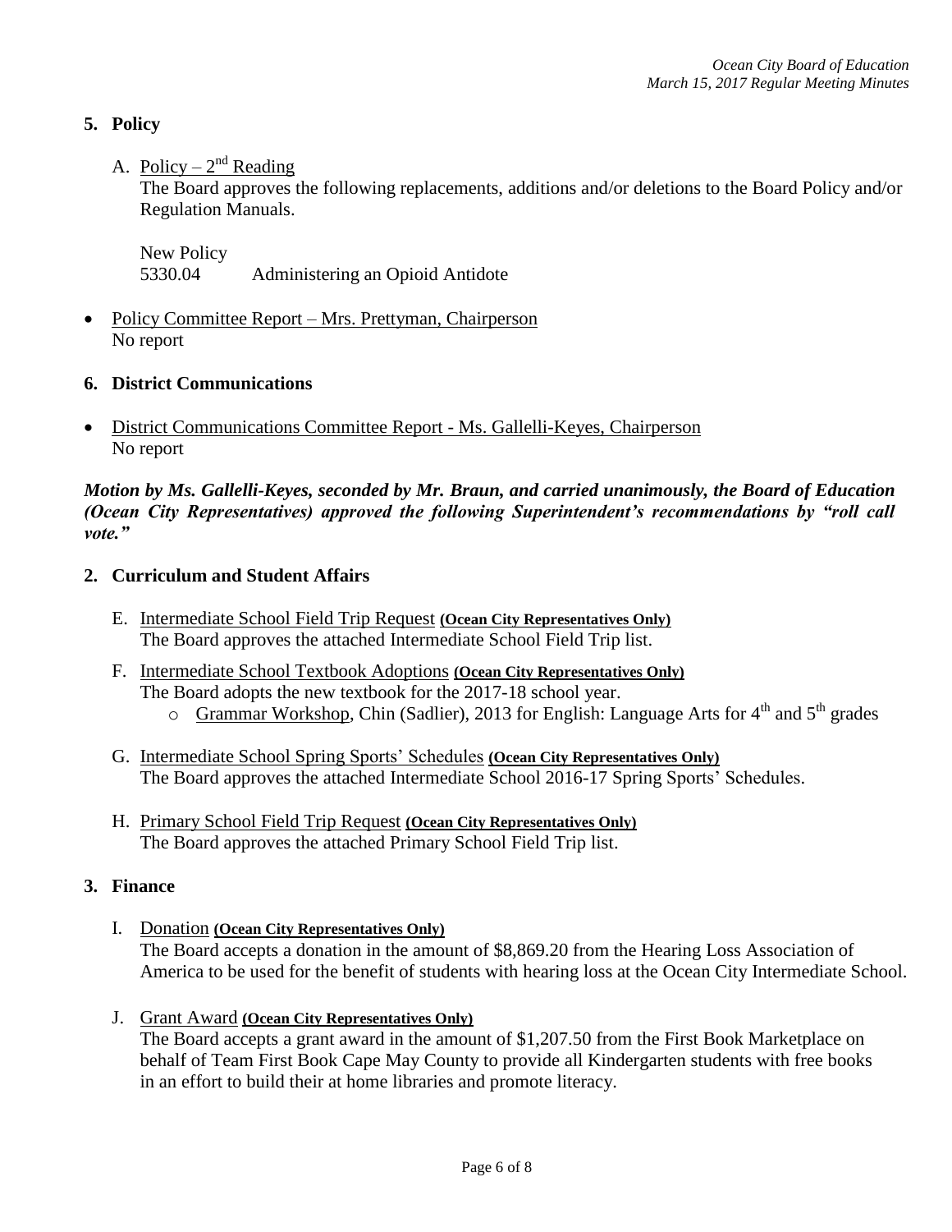## 5. Policy

A. Policy – 2nd Reading

The Board approves the following replacements, additions and/or deletions to the Board Policy and/or Regulation Manuals.

New Policy
5330.04 Administering an Opioid Antidote

- Policy Committee Report – Mrs. Prettyman, Chairperson
  No report

## 6. District Communications

- District Communications Committee Report - Ms. Gallelli-Keyes, Chairperson
  No report

***Motion by Ms. Gallelli-Keyes, seconded by Mr. Braun, and carried unanimously, the Board of Education (Ocean City Representatives) approved the following Superintendent's recommendations by "roll call vote."***

## 2. Curriculum and Student Affairs

E. Intermediate School Field Trip Request **(Ocean City Representatives Only)**
The Board approves the attached Intermediate School Field Trip list.

F. Intermediate School Textbook Adoptions **(Ocean City Representatives Only)**
The Board adopts the new textbook for the 2017-18 school year.
- Grammar Workshop, Chin (Sadlier), 2013 for English: Language Arts for 4th and 5th grades

G. Intermediate School Spring Sports' Schedules **(Ocean City Representatives Only)**
The Board approves the attached Intermediate School 2016-17 Spring Sports' Schedules.

H. Primary School Field Trip Request **(Ocean City Representatives Only)**
The Board approves the attached Primary School Field Trip list.

## 3. Finance

I. Donation **(Ocean City Representatives Only)**
The Board accepts a donation in the amount of $8,869.20 from the Hearing Loss Association of America to be used for the benefit of students with hearing loss at the Ocean City Intermediate School.

J. Grant Award **(Ocean City Representatives Only)**
The Board accepts a grant award in the amount of $1,207.50 from the First Book Marketplace on behalf of Team First Book Cape May County to provide all Kindergarten students with free books in an effort to build their at home libraries and promote literacy.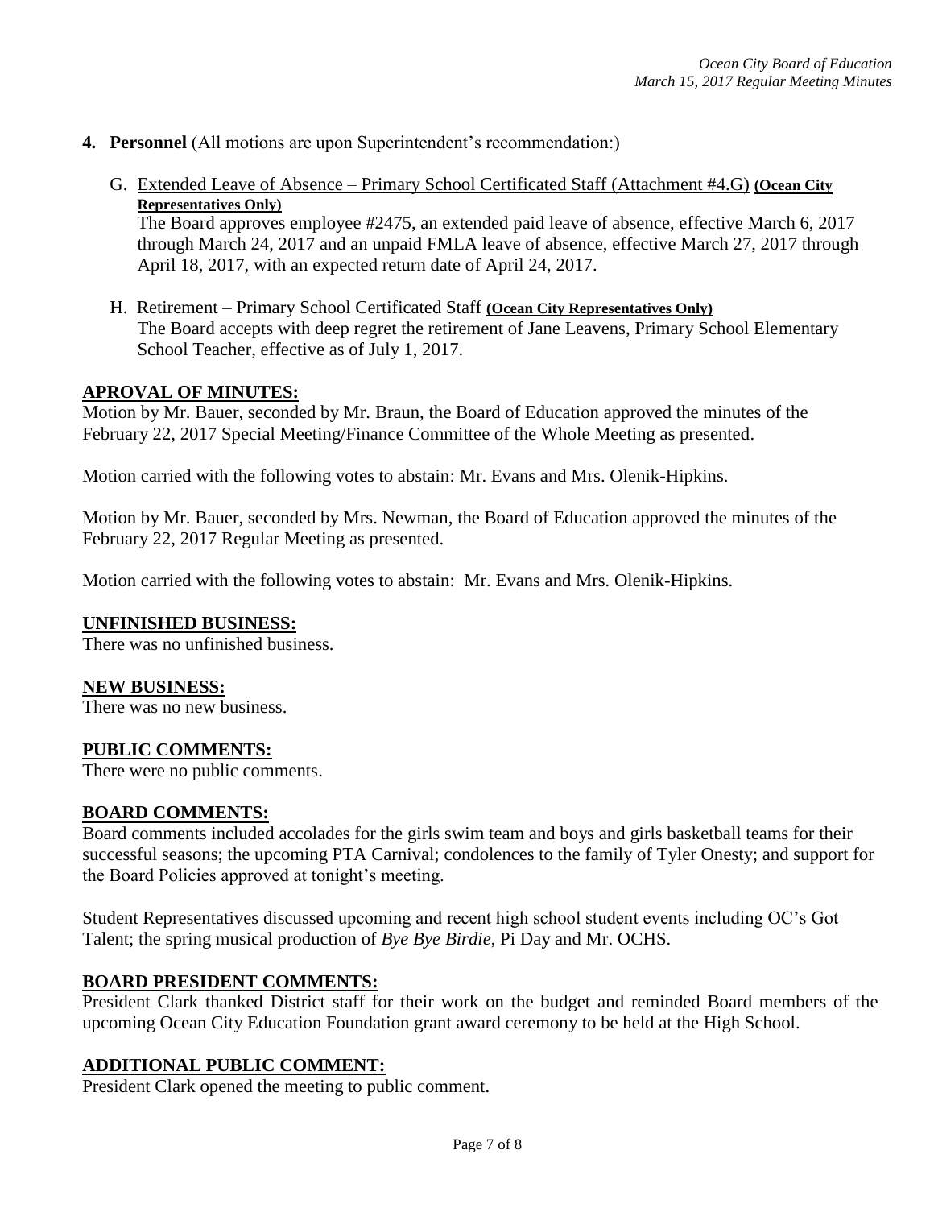4. **Personnel** (All motions are upon Superintendent's recommendation:)

   G. Extended Leave of Absence – Primary School Certificated Staff (Attachment #4.G) **(Ocean City Representatives Only)**
   The Board approves employee #2475, an extended paid leave of absence, effective March 6, 2017 through March 24, 2017 and an unpaid FMLA leave of absence, effective March 27, 2017 through April 18, 2017, with an expected return date of April 24, 2017.

   H. Retirement – Primary School Certificated Staff **(Ocean City Representatives Only)**
   The Board accepts with deep regret the retirement of Jane Leavens, Primary School Elementary School Teacher, effective as of July 1, 2017.

## APROVAL OF MINUTES:

Motion by Mr. Bauer, seconded by Mr. Braun, the Board of Education approved the minutes of the February 22, 2017 Special Meeting/Finance Committee of the Whole Meeting as presented.

Motion carried with the following votes to abstain: Mr. Evans and Mrs. Olenik-Hipkins.

Motion by Mr. Bauer, seconded by Mrs. Newman, the Board of Education approved the minutes of the February 22, 2017 Regular Meeting as presented.

Motion carried with the following votes to abstain: Mr. Evans and Mrs. Olenik-Hipkins.

## UNFINISHED BUSINESS:

There was no unfinished business.

## NEW BUSINESS:

There was no new business.

## PUBLIC COMMENTS:

There were no public comments.

## BOARD COMMENTS:

Board comments included accolades for the girls swim team and boys and girls basketball teams for their successful seasons; the upcoming PTA Carnival; condolences to the family of Tyler Onesty; and support for the Board Policies approved at tonight's meeting.

Student Representatives discussed upcoming and recent high school student events including OC's Got Talent; the spring musical production of *Bye Bye Birdie*, Pi Day and Mr. OCHS.

## BOARD PRESIDENT COMMENTS:

President Clark thanked District staff for their work on the budget and reminded Board members of the upcoming Ocean City Education Foundation grant award ceremony to be held at the High School.

## ADDITIONAL PUBLIC COMMENT:

President Clark opened the meeting to public comment.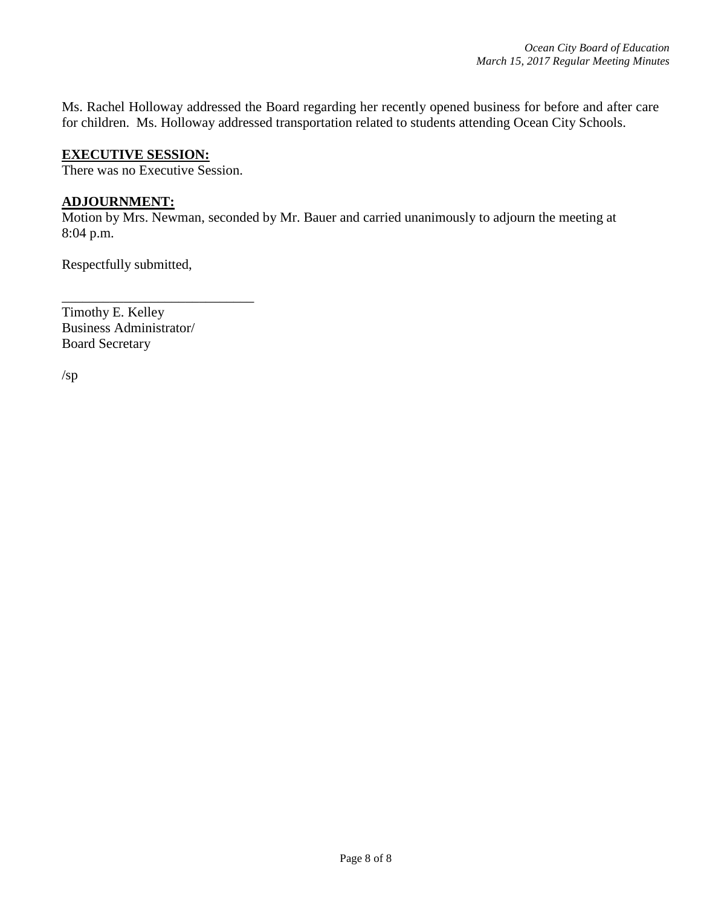Ms. Rachel Holloway addressed the Board regarding her recently opened business for before and after care for children. Ms. Holloway addressed transportation related to students attending Ocean City Schools.

**EXECUTIVE SESSION:**

There was no Executive Session.

**ADJOURNMENT:**

Motion by Mrs. Newman, seconded by Mr. Bauer and carried unanimously to adjourn the meeting at 8:04 p.m.

Respectfully submitted,

\_\_\_\_\_\_\_\_\_\_\_\_\_\_\_\_\_\_\_\_\_\_\_\_\_\_\_\_

Timothy E. Kelley
Business Administrator/
Board Secretary

/sp